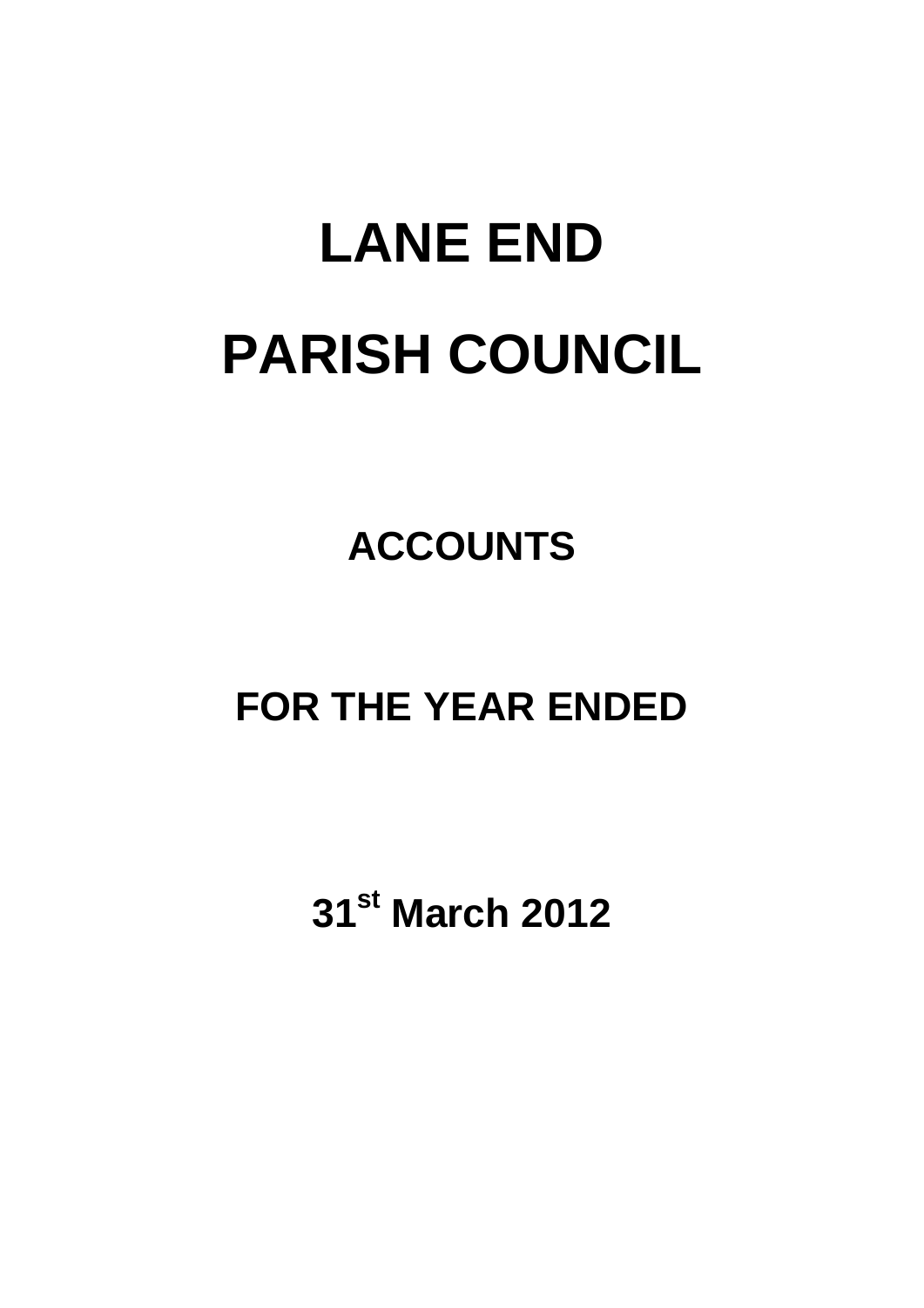# LANE END

# PARISH COUNCIL

## ACCOUNTS

## FOR THE YEAR ENDED

## 31st March 2012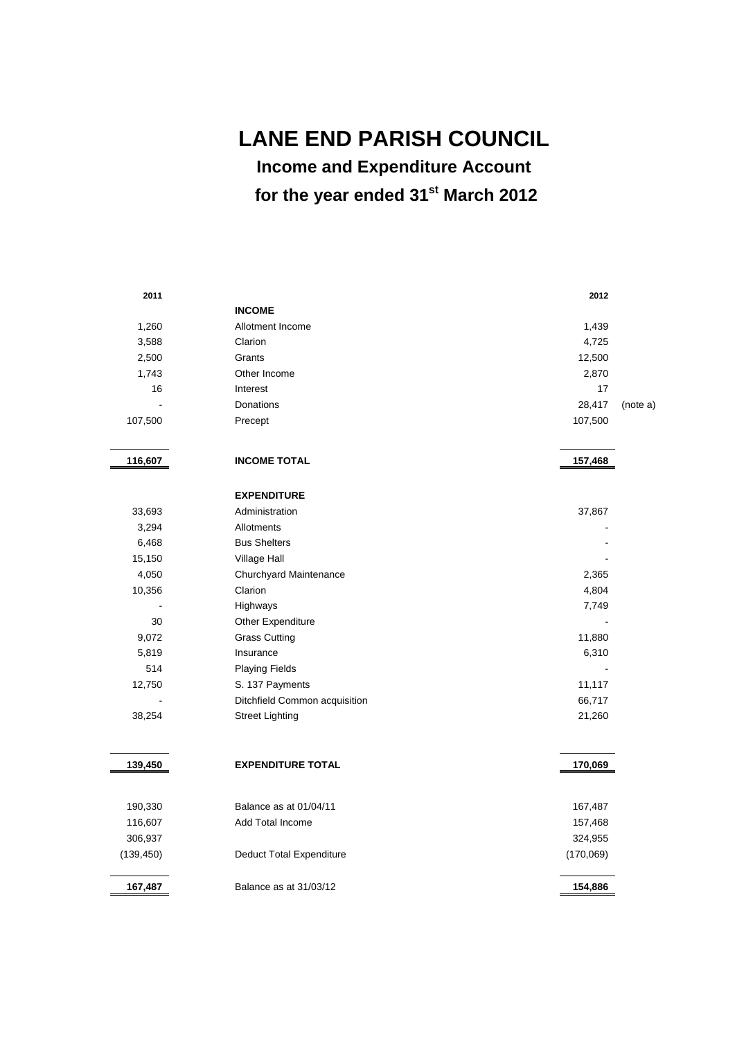# LANE END PARISH COUNCIL

## Income and Expenditure Account

## for the year ended 31st March 2012

| 2011 | | 2012 | |
|---|---|---|---|
| | **INCOME** | | |
| 1,260 | Allotment Income | 1,439 | |
| 3,588 | Clarion | 4,725 | |
| 2,500 | Grants | 12,500 | |
| 1,743 | Other Income | 2,870 | |
| 16 | Interest | 17 | |
| - | Donations | 28,417 | (note a) |
| 107,500 | Precept | 107,500 | |
| **116,607** | **INCOME TOTAL** | **157,468** | |
| | **EXPENDITURE** | | |
| 33,693 | Administration | 37,867 | |
| 3,294 | Allotments | - | |
| 6,468 | Bus Shelters | - | |
| 15,150 | Village Hall | - | |
| 4,050 | Churchyard Maintenance | 2,365 | |
| 10,356 | Clarion | 4,804 | |
| - | Highways | 7,749 | |
| 30 | Other Expenditure | - | |
| 9,072 | Grass Cutting | 11,880 | |
| 5,819 | Insurance | 6,310 | |
| 514 | Playing Fields | - | |
| 12,750 | S. 137 Payments | 11,117 | |
| - | Ditchfield Common acquisition | 66,717 | |
| 38,254 | Street Lighting | 21,260 | |
| **139,450** | **EXPENDITURE TOTAL** | **170,069** | |
| 190,330 | Balance as at 01/04/11 | 167,487 | |
| 116,607 | Add Total Income | 157,468 | |
| 306,937 | | 324,955 | |
| (139,450) | Deduct Total Expenditure | (170,069) | |
| **167,487** | Balance as at 31/03/12 | **154,886** | |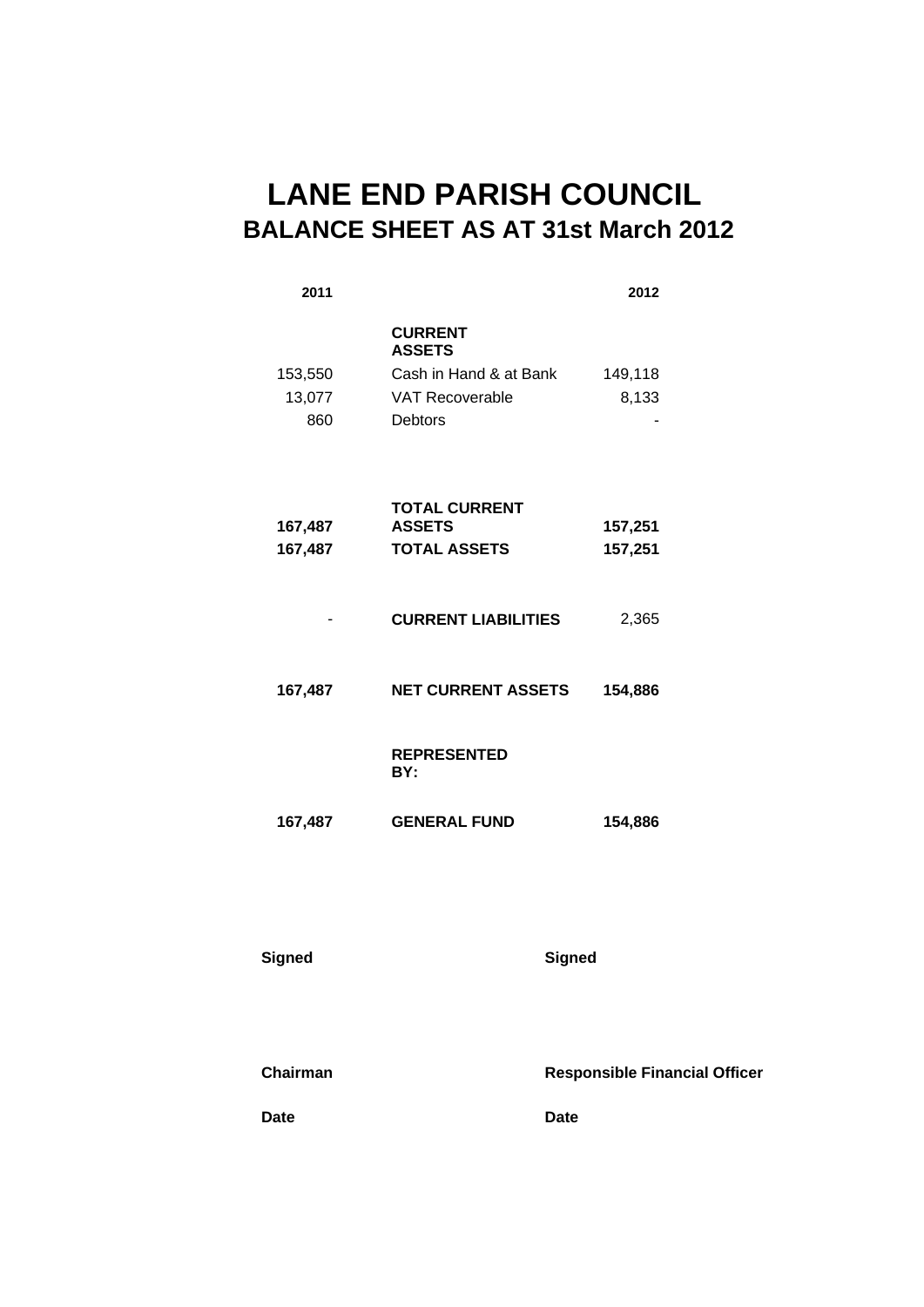# LANE END PARISH COUNCIL

## BALANCE SHEET AS AT 31st March 2012

| 2011 | | 2012 |
|---|---|---|
| | **CURRENT ASSETS** | |
| 153,550 | Cash in Hand & at Bank | 149,118 |
| 13,077 | VAT Recoverable | 8,133 |
| 860 | Debtors | - |
| **167,487** | **TOTAL CURRENT ASSETS** | **157,251** |
| **167,487** | **TOTAL ASSETS** | **157,251** |
| - | **CURRENT LIABILITIES** | 2,365 |
| **167,487** | **NET CURRENT ASSETS** | **154,886** |
| | **REPRESENTED BY:** | |
| **167,487** | **GENERAL FUND** | **154,886** |

**Signed** &nbsp;&nbsp;&nbsp;&nbsp;&nbsp;&nbsp;&nbsp;&nbsp;&nbsp;&nbsp;&nbsp;&nbsp;&nbsp;&nbsp;&nbsp;&nbsp; **Signed**

**Chairman** &nbsp;&nbsp;&nbsp;&nbsp;&nbsp;&nbsp;&nbsp;&nbsp;&nbsp;&nbsp;&nbsp;&nbsp; **Responsible Financial Officer**

**Date** &nbsp;&nbsp;&nbsp;&nbsp;&nbsp;&nbsp;&nbsp;&nbsp;&nbsp;&nbsp;&nbsp;&nbsp;&nbsp;&nbsp;&nbsp;&nbsp;&nbsp;&nbsp; **Date**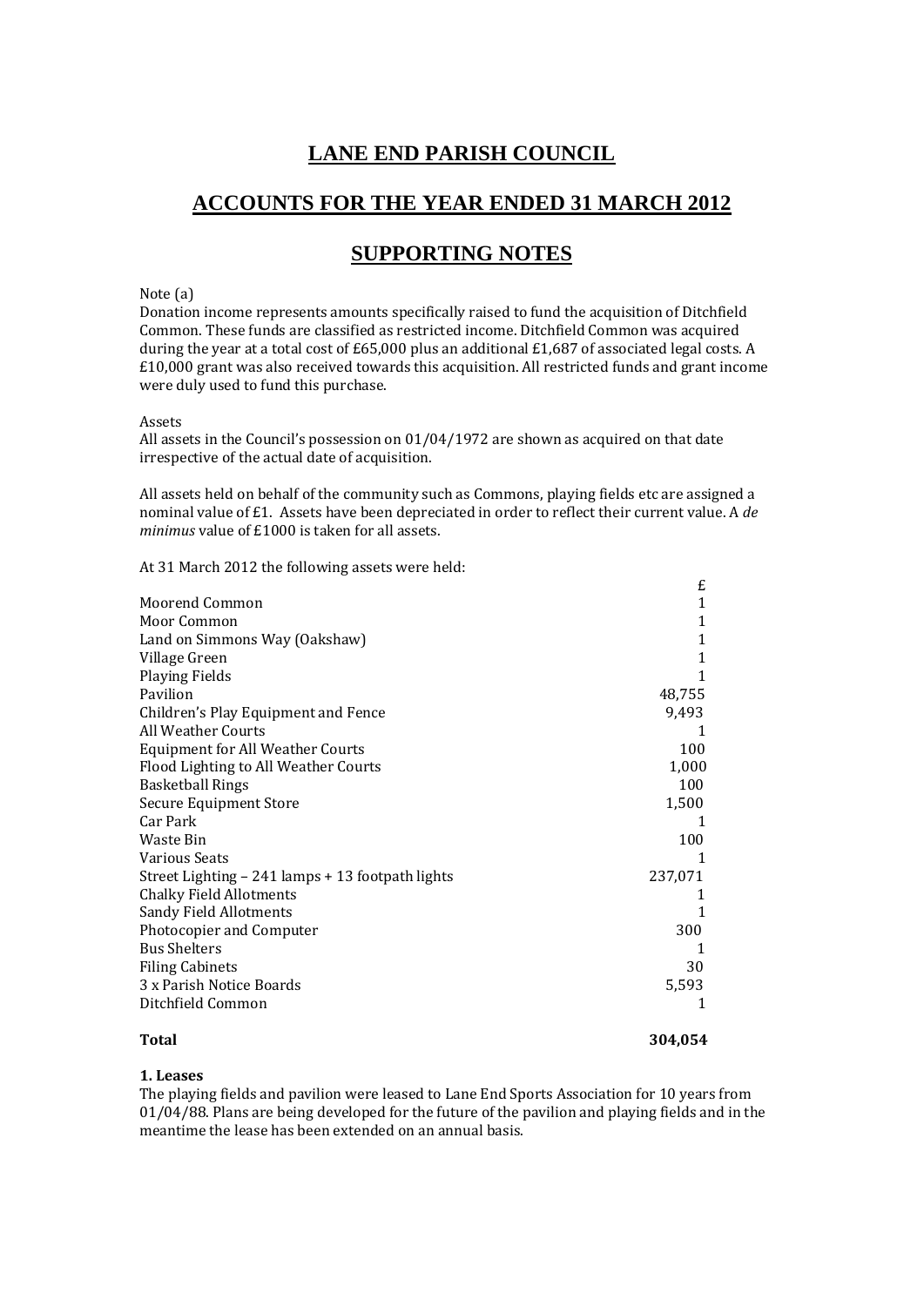# LANE END PARISH COUNCIL

## ACCOUNTS FOR THE YEAR ENDED 31 MARCH 2012

## SUPPORTING NOTES

Note (a)
Donation income represents amounts specifically raised to fund the acquisition of Ditchfield Common. These funds are classified as restricted income. Ditchfield Common was acquired during the year at a total cost of £65,000 plus an additional £1,687 of associated legal costs. A £10,000 grant was also received towards this acquisition. All restricted funds and grant income were duly used to fund this purchase.

Assets
All assets in the Council's possession on 01/04/1972 are shown as acquired on that date irrespective of the actual date of acquisition.

All assets held on behalf of the community such as Commons, playing fields etc are assigned a nominal value of £1. Assets have been depreciated in order to reflect their current value. A *de minimus* value of £1000 is taken for all assets.

At 31 March 2012 the following assets were held:

| | £ |
|---|---|
| Moorend Common | 1 |
| Moor Common | 1 |
| Land on Simmons Way (Oakshaw) | 1 |
| Village Green | 1 |
| Playing Fields | 1 |
| Pavilion | 48,755 |
| Children's Play Equipment and Fence | 9,493 |
| All Weather Courts | 1 |
| Equipment for All Weather Courts | 100 |
| Flood Lighting to All Weather Courts | 1,000 |
| Basketball Rings | 100 |
| Secure Equipment Store | 1,500 |
| Car Park | 1 |
| Waste Bin | 100 |
| Various Seats | 1 |
| Street Lighting – 241 lamps + 13 footpath lights | 237,071 |
| Chalky Field Allotments | 1 |
| Sandy Field Allotments | 1 |
| Photocopier and Computer | 300 |
| Bus Shelters | 1 |
| Filing Cabinets | 30 |
| 3 x Parish Notice Boards | 5,593 |
| Ditchfield Common | 1 |
| **Total** | **304,054** |

**1. Leases**
The playing fields and pavilion were leased to Lane End Sports Association for 10 years from 01/04/88. Plans are being developed for the future of the pavilion and playing fields and in the meantime the lease has been extended on an annual basis.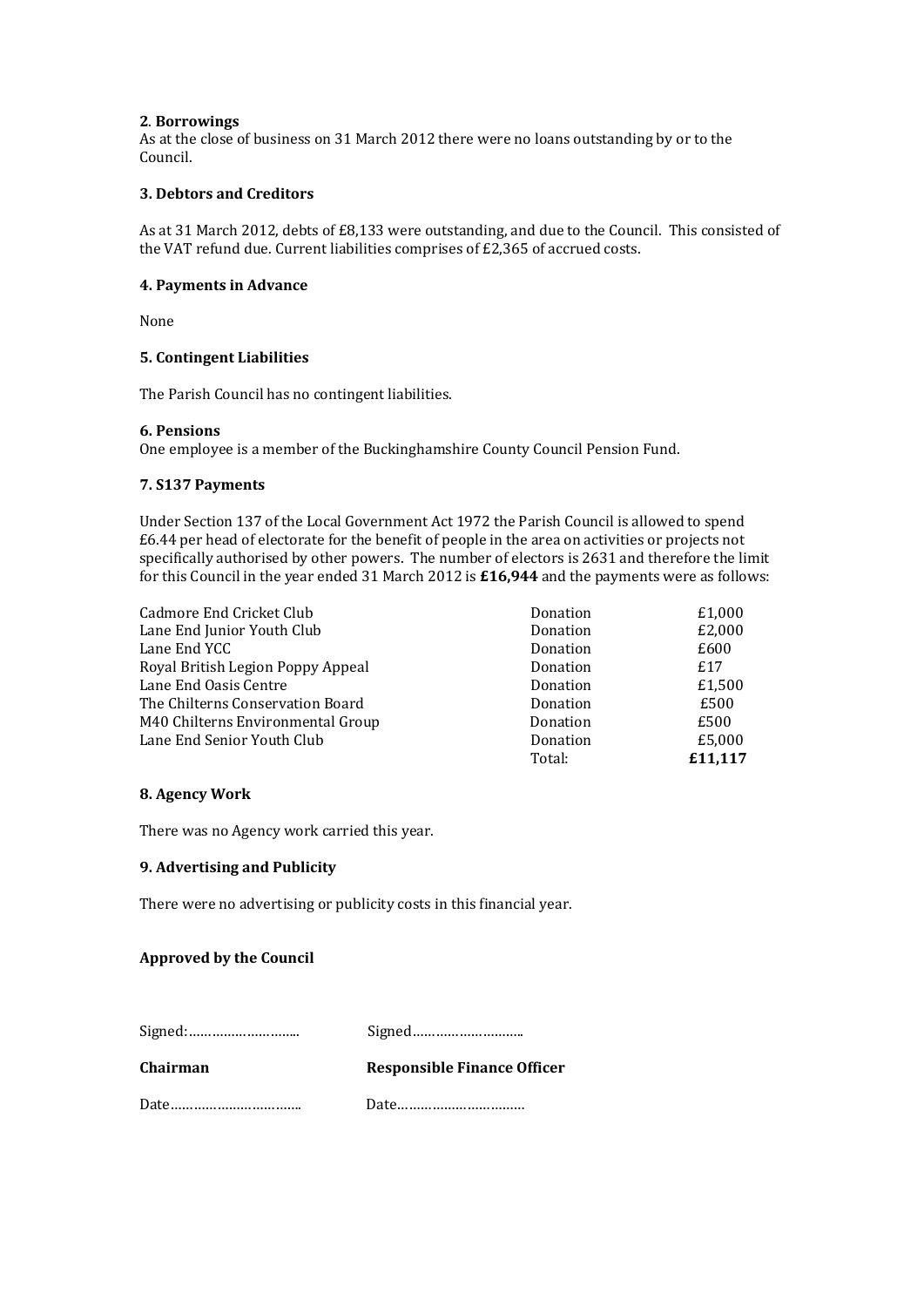**2. Borrowings**

As at the close of business on 31 March 2012 there were no loans outstanding by or to the Council.

**3. Debtors and Creditors**

As at 31 March 2012, debts of £8,133 were outstanding, and due to the Council. This consisted of the VAT refund due. Current liabilities comprises of £2,365 of accrued costs.

**4. Payments in Advance**

None

**5. Contingent Liabilities**

The Parish Council has no contingent liabilities.

**6. Pensions**

One employee is a member of the Buckinghamshire County Council Pension Fund.

**7. S137 Payments**

Under Section 137 of the Local Government Act 1972 the Parish Council is allowed to spend £6.44 per head of electorate for the benefit of people in the area on activities or projects not specifically authorised by other powers. The number of electors is 2631 and therefore the limit for this Council in the year ended 31 March 2012 is **£16,944** and the payments were as follows:

| | | |
|---|---|---|
| Cadmore End Cricket Club | Donation | £1,000 |
| Lane End Junior Youth Club | Donation | £2,000 |
| Lane End YCC | Donation | £600 |
| Royal British Legion Poppy Appeal | Donation | £17 |
| Lane End Oasis Centre | Donation | £1,500 |
| The Chilterns Conservation Board | Donation | £500 |
| M40 Chilterns Environmental Group | Donation | £500 |
| Lane End Senior Youth Club | Donation | £5,000 |
| | Total: | **£11,117** |

**8. Agency Work**

There was no Agency work carried this year.

**9. Advertising and Publicity**

There were no advertising or publicity costs in this financial year.

**Approved by the Council**

Signed:……………………….. Signed………………………..

**Chairman** **Responsible Finance Officer**

Date………………………….. Date……………………………